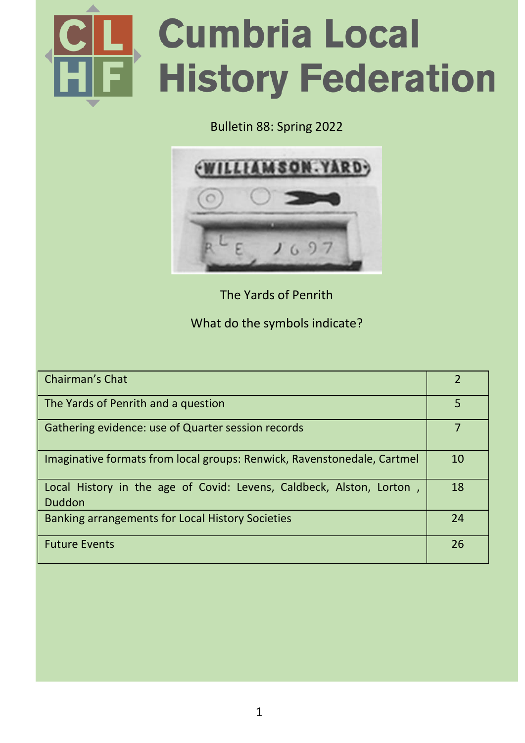# Cumbria Local History Federation

Bulletin 88: Spring 2022

The Yards of Penrith

What do the symbols indicate?

| | |
|---|---|
| Chairman's Chat | 2 |
| The Yards of Penrith and a question | 5 |
| Gathering evidence: use of Quarter session records | 7 |
| Imaginative formats from local groups: Renwick, Ravenstonedale, Cartmel | 10 |
| Local History in the age of Covid: Levens, Caldbeck, Alston, Lorton , Duddon | 18 |
| Banking arrangements for Local History Societies | 24 |
| Future Events | 26 |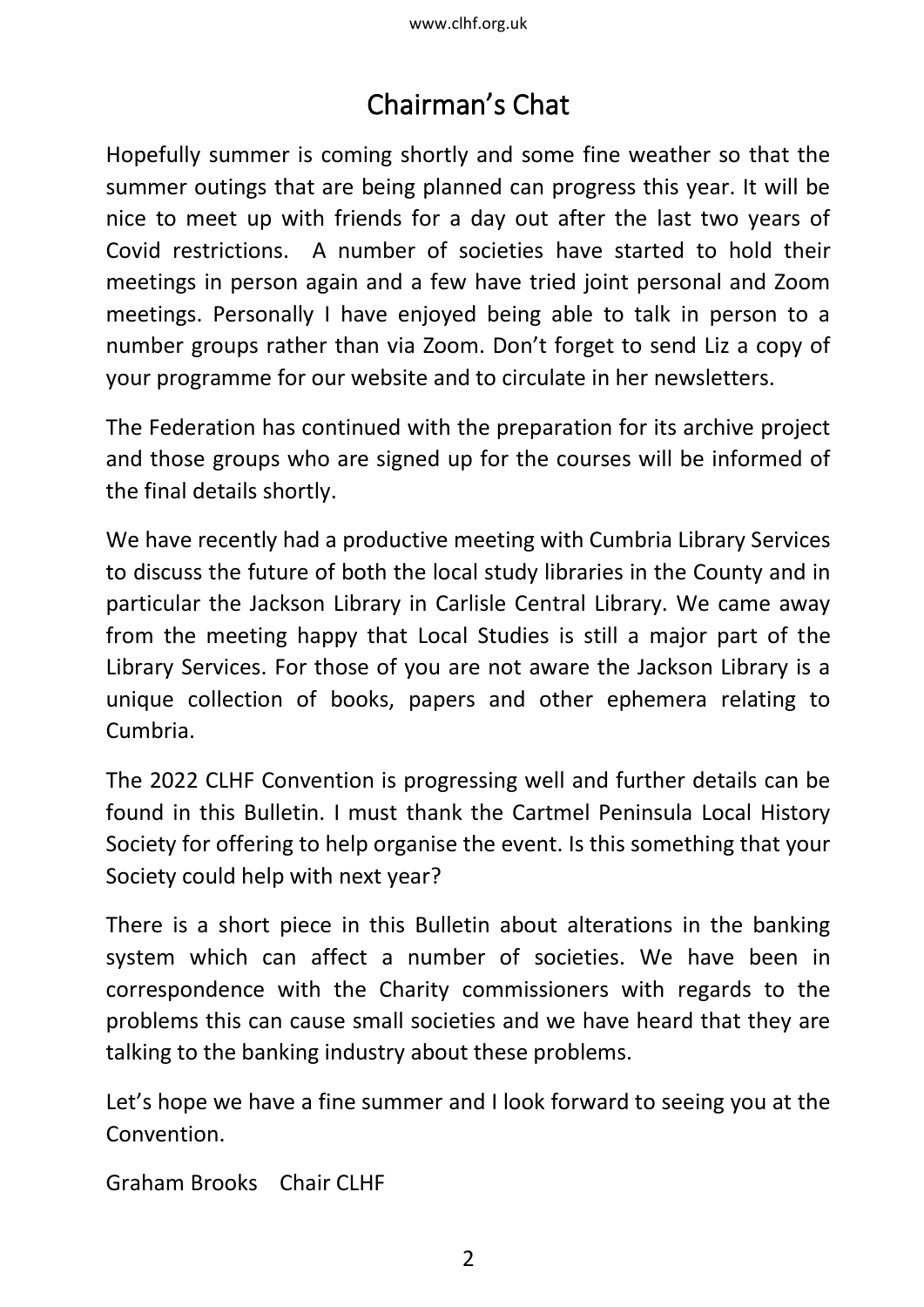# Chairman's Chat

Hopefully summer is coming shortly and some fine weather so that the summer outings that are being planned can progress this year. It will be nice to meet up with friends for a day out after the last two years of Covid restrictions. A number of societies have started to hold their meetings in person again and a few have tried joint personal and Zoom meetings. Personally I have enjoyed being able to talk in person to a number groups rather than via Zoom. Don't forget to send Liz a copy of your programme for our website and to circulate in her newsletters.

The Federation has continued with the preparation for its archive project and those groups who are signed up for the courses will be informed of the final details shortly.

We have recently had a productive meeting with Cumbria Library Services to discuss the future of both the local study libraries in the County and in particular the Jackson Library in Carlisle Central Library. We came away from the meeting happy that Local Studies is still a major part of the Library Services. For those of you are not aware the Jackson Library is a unique collection of books, papers and other ephemera relating to Cumbria.

The 2022 CLHF Convention is progressing well and further details can be found in this Bulletin. I must thank the Cartmel Peninsula Local History Society for offering to help organise the event. Is this something that your Society could help with next year?

There is a short piece in this Bulletin about alterations in the banking system which can affect a number of societies. We have been in correspondence with the Charity commissioners with regards to the problems this can cause small societies and we have heard that they are talking to the banking industry about these problems.

Let's hope we have a fine summer and I look forward to seeing you at the Convention.

Graham Brooks Chair CLHF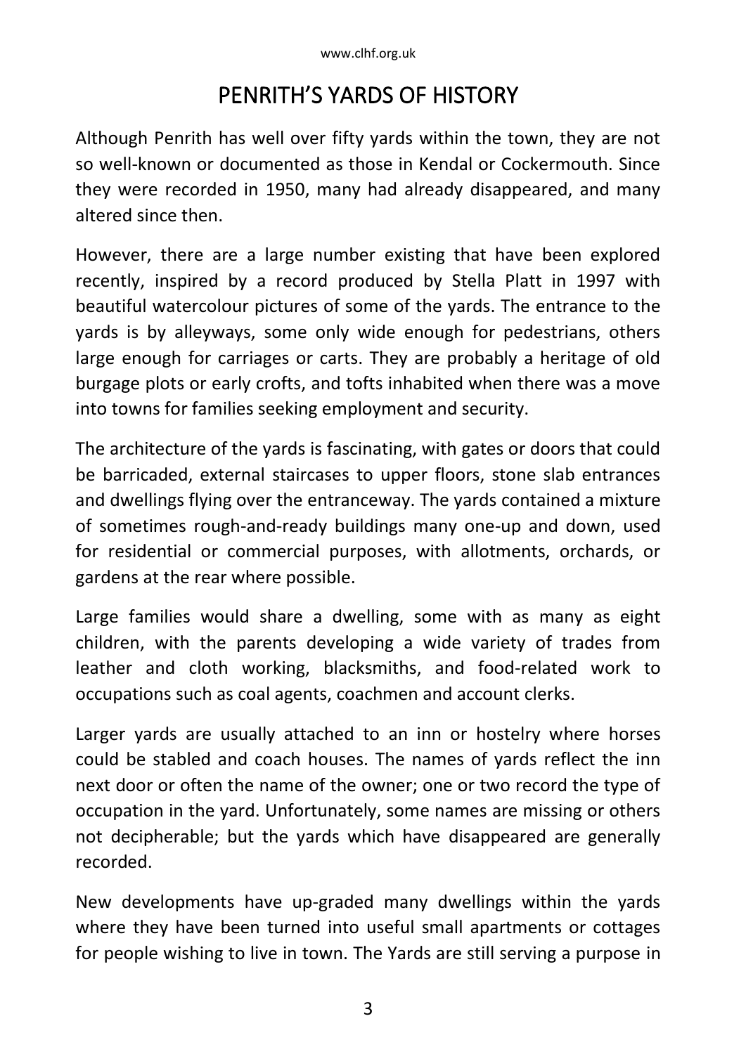# PENRITH'S YARDS OF HISTORY

Although Penrith has well over fifty yards within the town, they are not so well-known or documented as those in Kendal or Cockermouth. Since they were recorded in 1950, many had already disappeared, and many altered since then.

However, there are a large number existing that have been explored recently, inspired by a record produced by Stella Platt in 1997 with beautiful watercolour pictures of some of the yards. The entrance to the yards is by alleyways, some only wide enough for pedestrians, others large enough for carriages or carts. They are probably a heritage of old burgage plots or early crofts, and tofts inhabited when there was a move into towns for families seeking employment and security.

The architecture of the yards is fascinating, with gates or doors that could be barricaded, external staircases to upper floors, stone slab entrances and dwellings flying over the entranceway. The yards contained a mixture of sometimes rough-and-ready buildings many one-up and down, used for residential or commercial purposes, with allotments, orchards, or gardens at the rear where possible.

Large families would share a dwelling, some with as many as eight children, with the parents developing a wide variety of trades from leather and cloth working, blacksmiths, and food-related work to occupations such as coal agents, coachmen and account clerks.

Larger yards are usually attached to an inn or hostelry where horses could be stabled and coach houses. The names of yards reflect the inn next door or often the name of the owner; one or two record the type of occupation in the yard. Unfortunately, some names are missing or others not decipherable; but the yards which have disappeared are generally recorded.

New developments have up-graded many dwellings within the yards where they have been turned into useful small apartments or cottages for people wishing to live in town. The Yards are still serving a purpose in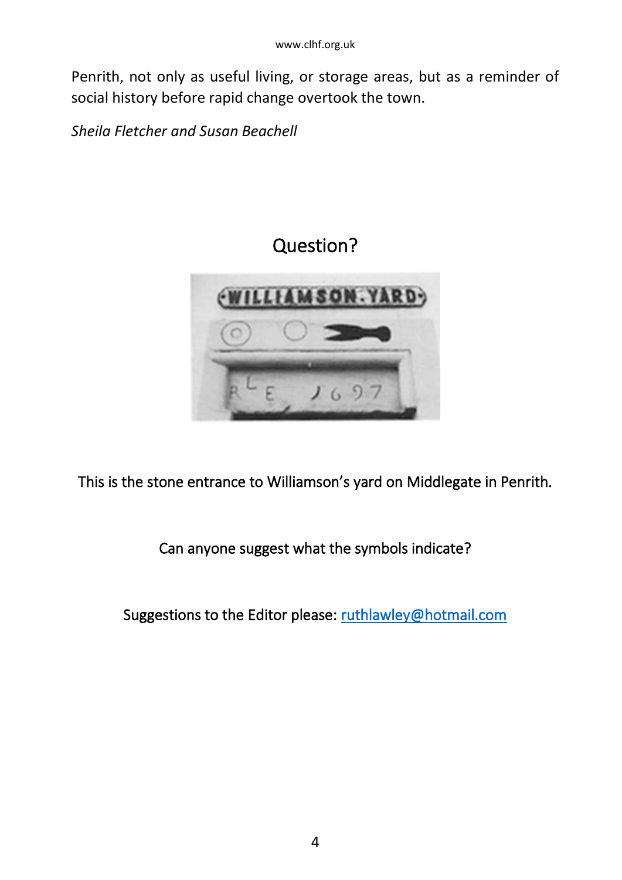Penrith, not only as useful living, or storage areas, but as a reminder of social history before rapid change overtook the town.

*Sheila Fletcher and Susan Beachell*

## Question?

This is the stone entrance to Williamson's yard on Middlegate in Penrith.

Can anyone suggest what the symbols indicate?

Suggestions to the Editor please: [ruthlawley@hotmail.com](mailto:ruthlawley@hotmail.com)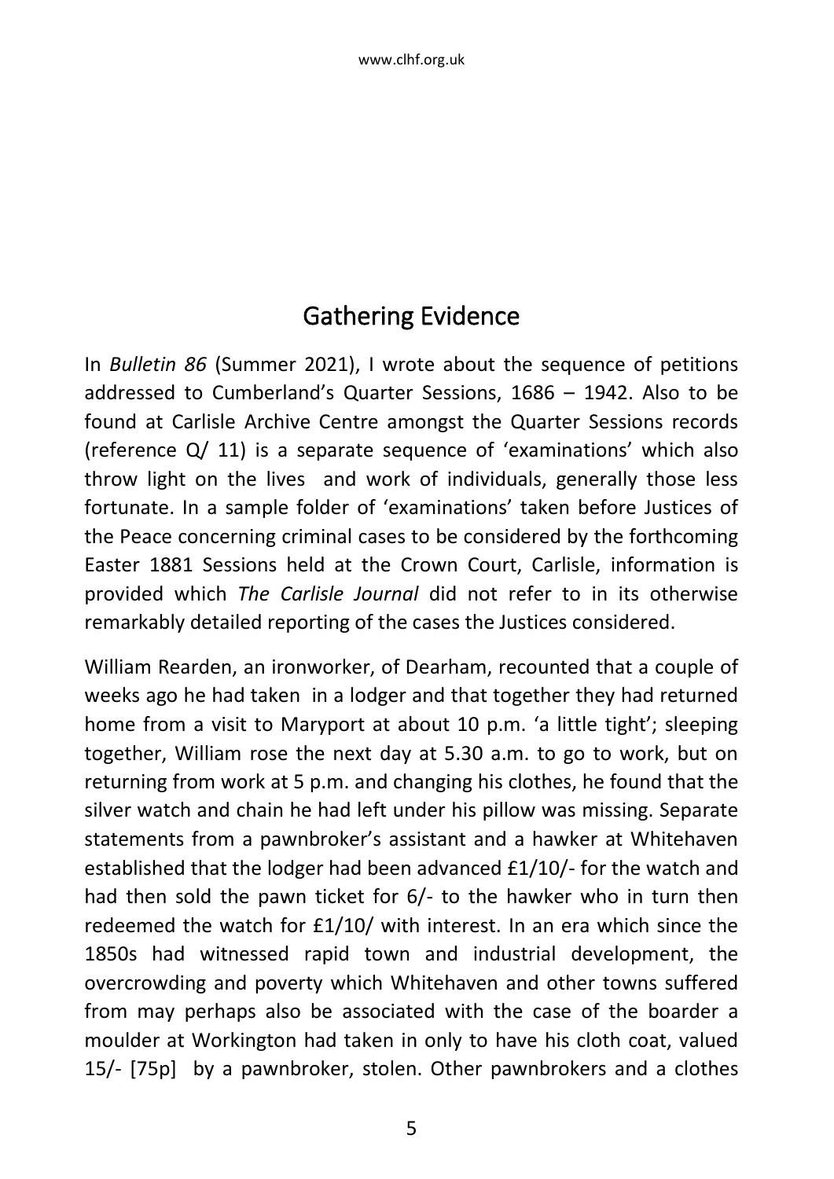## Gathering Evidence

In *Bulletin 86* (Summer 2021), I wrote about the sequence of petitions addressed to Cumberland's Quarter Sessions, 1686 – 1942. Also to be found at Carlisle Archive Centre amongst the Quarter Sessions records (reference Q/ 11) is a separate sequence of 'examinations' which also throw light on the lives and work of individuals, generally those less fortunate. In a sample folder of 'examinations' taken before Justices of the Peace concerning criminal cases to be considered by the forthcoming Easter 1881 Sessions held at the Crown Court, Carlisle, information is provided which *The Carlisle Journal* did not refer to in its otherwise remarkably detailed reporting of the cases the Justices considered.

William Rearden, an ironworker, of Dearham, recounted that a couple of weeks ago he had taken in a lodger and that together they had returned home from a visit to Maryport at about 10 p.m. 'a little tight'; sleeping together, William rose the next day at 5.30 a.m. to go to work, but on returning from work at 5 p.m. and changing his clothes, he found that the silver watch and chain he had left under his pillow was missing. Separate statements from a pawnbroker's assistant and a hawker at Whitehaven established that the lodger had been advanced £1/10/- for the watch and had then sold the pawn ticket for 6/- to the hawker who in turn then redeemed the watch for £1/10/ with interest. In an era which since the 1850s had witnessed rapid town and industrial development, the overcrowding and poverty which Whitehaven and other towns suffered from may perhaps also be associated with the case of the boarder a moulder at Workington had taken in only to have his cloth coat, valued 15/- [75p] by a pawnbroker, stolen. Other pawnbrokers and a clothes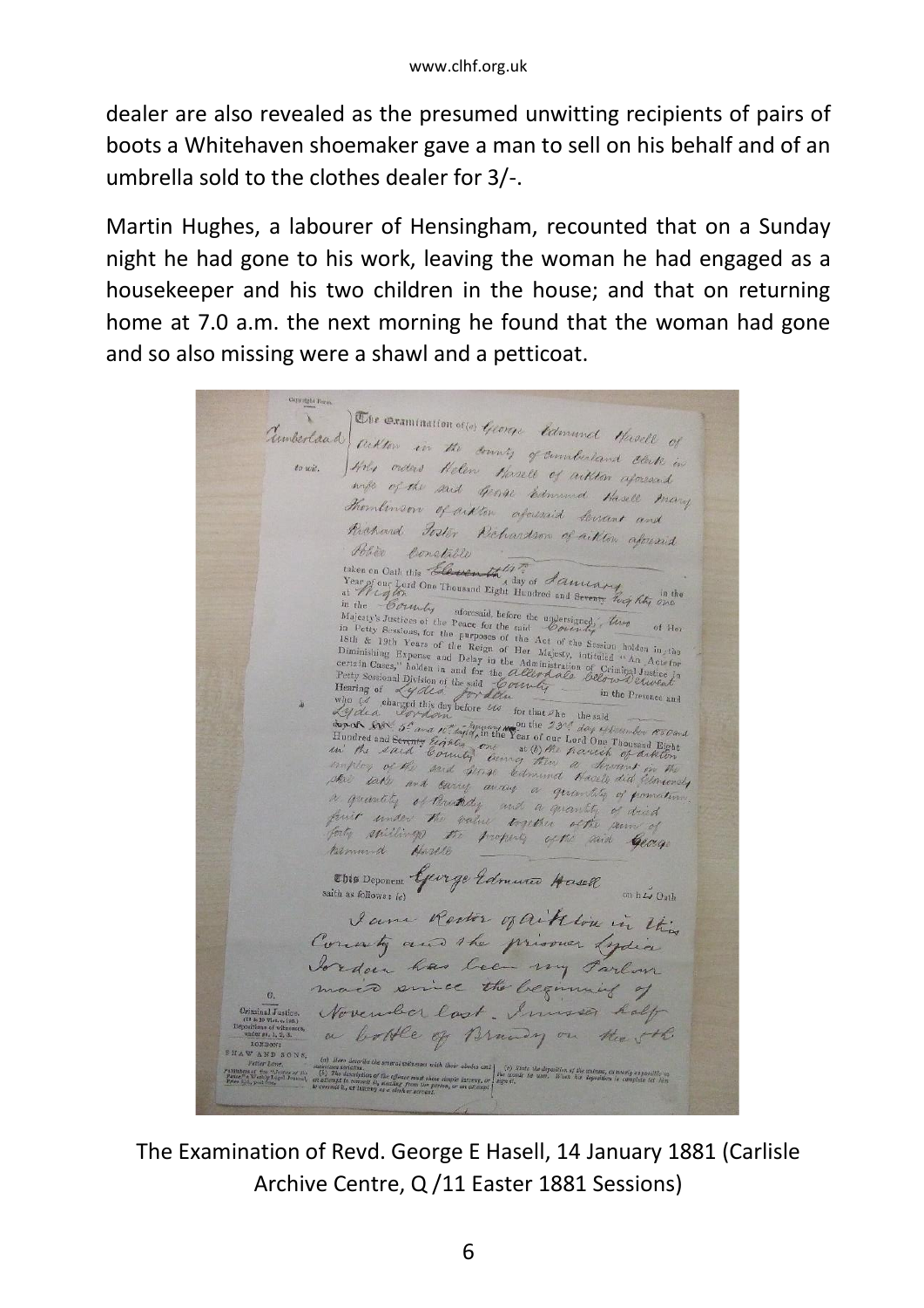dealer are also revealed as the presumed unwitting recipients of pairs of boots a Whitehaven shoemaker gave a man to sell on his behalf and of an umbrella sold to the clothes dealer for 3/-.

Martin Hughes, a labourer of Hensingham, recounted that on a Sunday night he had gone to his work, leaving the woman he had engaged as a housekeeper and his two children in the house; and that on returning home at 7.0 a.m. the next morning he found that the woman had gone and so also missing were a shawl and a petticoat.

The Examination of Revd. George E Hasell, 14 January 1881 (Carlisle Archive Centre, Q /11 Easter 1881 Sessions)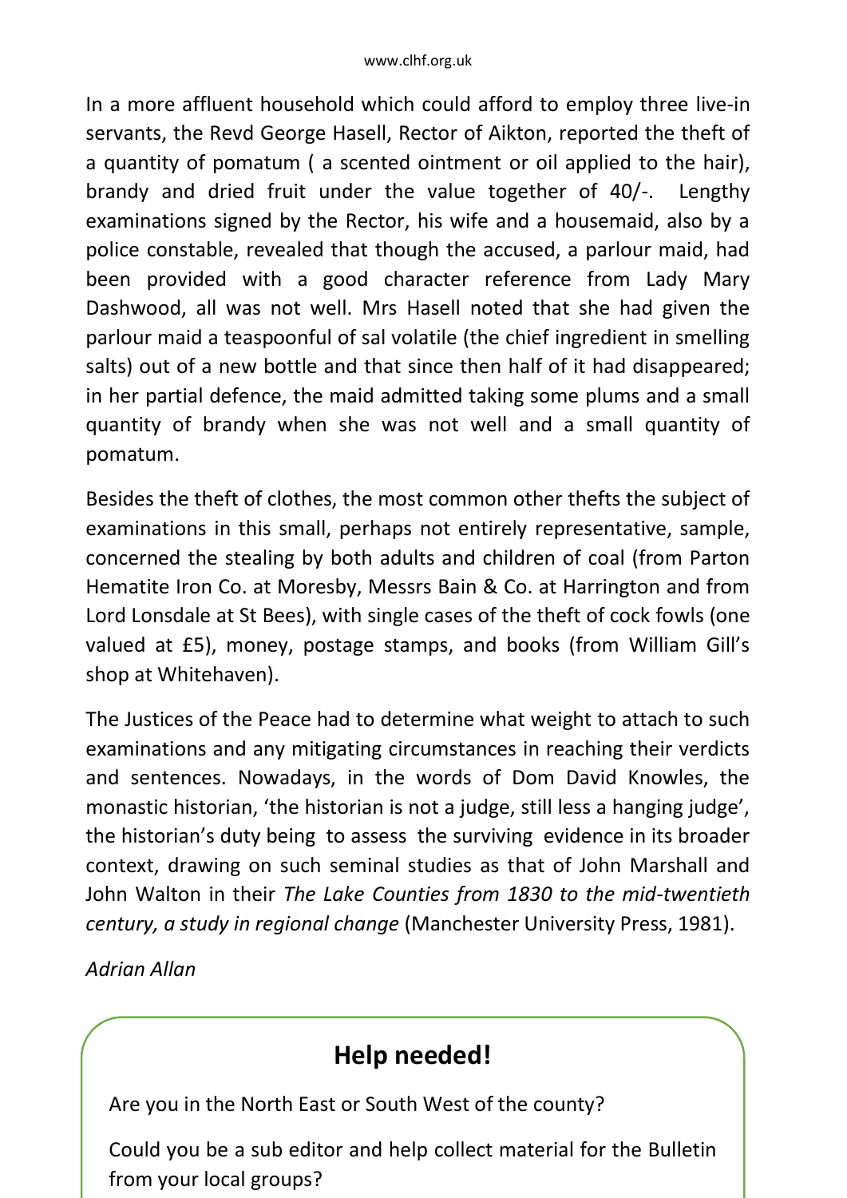In a more affluent household which could afford to employ three live-in servants, the Revd George Hasell, Rector of Aikton, reported the theft of a quantity of pomatum ( a scented ointment or oil applied to the hair), brandy and dried fruit under the value together of 40/-. Lengthy examinations signed by the Rector, his wife and a housemaid, also by a police constable, revealed that though the accused, a parlour maid, had been provided with a good character reference from Lady Mary Dashwood, all was not well. Mrs Hasell noted that she had given the parlour maid a teaspoonful of sal volatile (the chief ingredient in smelling salts) out of a new bottle and that since then half of it had disappeared; in her partial defence, the maid admitted taking some plums and a small quantity of brandy when she was not well and a small quantity of pomatum.

Besides the theft of clothes, the most common other thefts the subject of examinations in this small, perhaps not entirely representative, sample, concerned the stealing by both adults and children of coal (from Parton Hematite Iron Co. at Moresby, Messrs Bain & Co. at Harrington and from Lord Lonsdale at St Bees), with single cases of the theft of cock fowls (one valued at £5), money, postage stamps, and books (from William Gill's shop at Whitehaven).

The Justices of the Peace had to determine what weight to attach to such examinations and any mitigating circumstances in reaching their verdicts and sentences. Nowadays, in the words of Dom David Knowles, the monastic historian, 'the historian is not a judge, still less a hanging judge', the historian's duty being to assess the surviving evidence in its broader context, drawing on such seminal studies as that of John Marshall and John Walton in their *The Lake Counties from 1830 to the mid-twentieth century, a study in regional change* (Manchester University Press, 1981).

*Adrian Allan*

## Help needed!

Are you in the North East or South West of the county?

Could you be a sub editor and help collect material for the Bulletin from your local groups?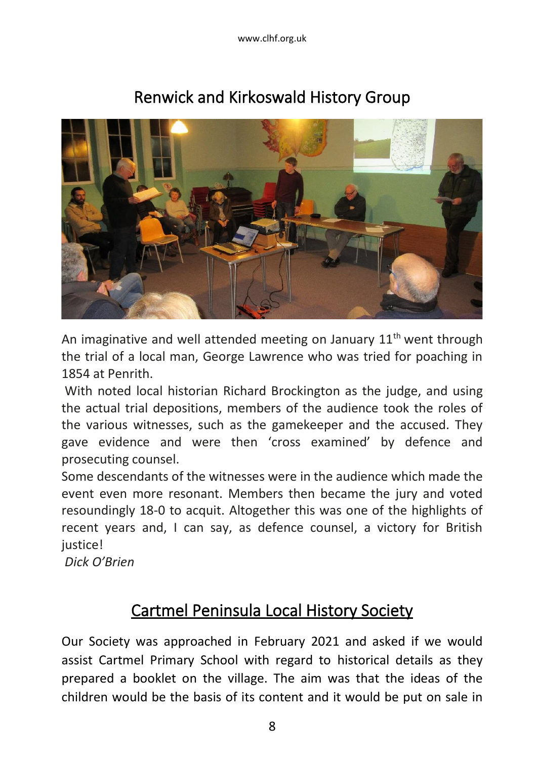## Renwick and Kirkoswald History Group

An imaginative and well attended meeting on January 11th went through the trial of a local man, George Lawrence who was tried for poaching in 1854 at Penrith.

With noted local historian Richard Brockington as the judge, and using the actual trial depositions, members of the audience took the roles of the various witnesses, such as the gamekeeper and the accused. They gave evidence and were then 'cross examined' by defence and prosecuting counsel.

Some descendants of the witnesses were in the audience which made the event even more resonant. Members then became the jury and voted resoundingly 18-0 to acquit. Altogether this was one of the highlights of recent years and, I can say, as defence counsel, a victory for British justice!

*Dick O'Brien*

## Cartmel Peninsula Local History Society

Our Society was approached in February 2021 and asked if we would assist Cartmel Primary School with regard to historical details as they prepared a booklet on the village. The aim was that the ideas of the children would be the basis of its content and it would be put on sale in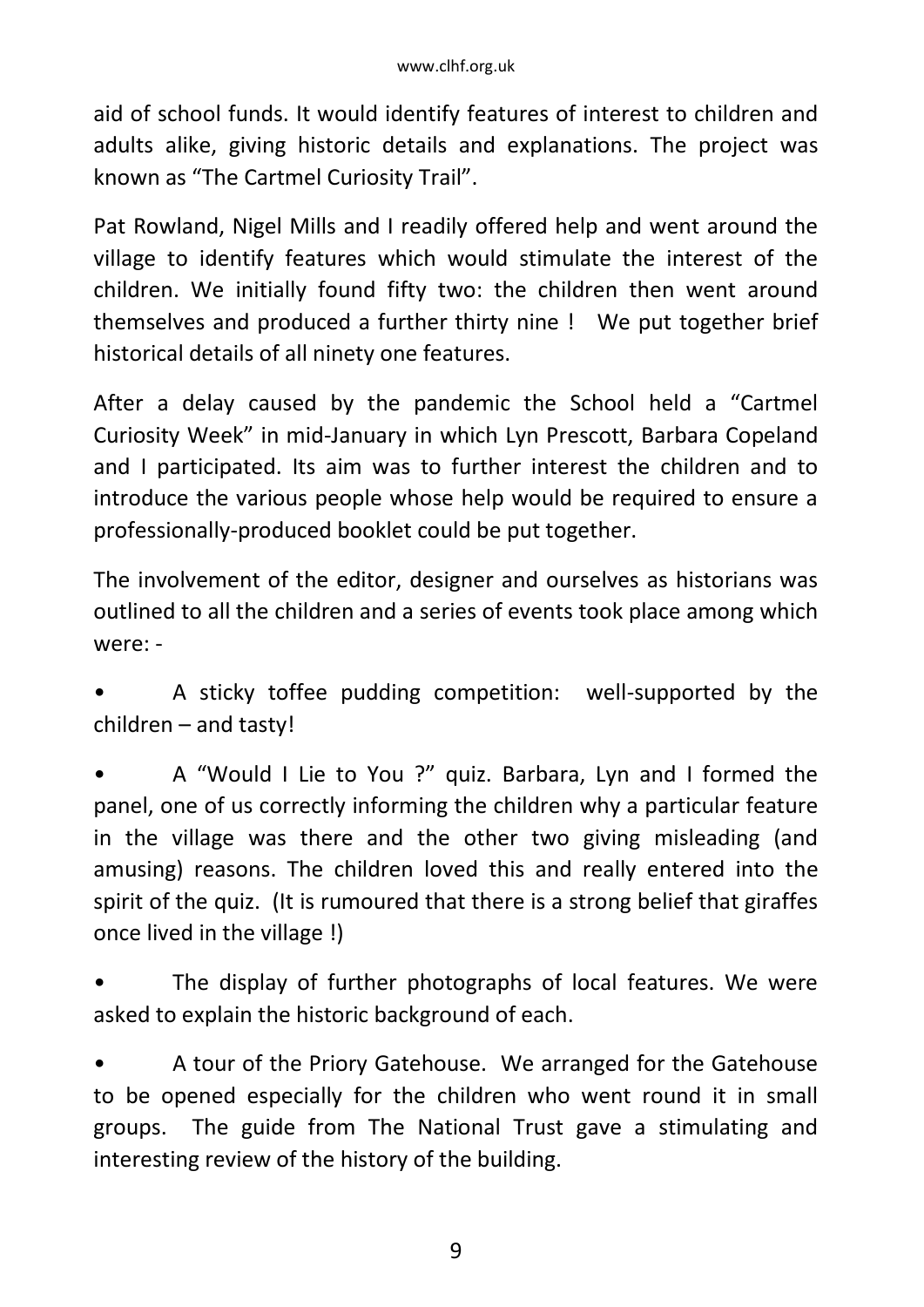aid of school funds. It would identify features of interest to children and adults alike, giving historic details and explanations. The project was known as "The Cartmel Curiosity Trail".

Pat Rowland, Nigel Mills and I readily offered help and went around the village to identify features which would stimulate the interest of the children. We initially found fifty two: the children then went around themselves and produced a further thirty nine ! We put together brief historical details of all ninety one features.

After a delay caused by the pandemic the School held a "Cartmel Curiosity Week" in mid-January in which Lyn Prescott, Barbara Copeland and I participated. Its aim was to further interest the children and to introduce the various people whose help would be required to ensure a professionally-produced booklet could be put together.

The involvement of the editor, designer and ourselves as historians was outlined to all the children and a series of events took place among which were: -

- A sticky toffee pudding competition: well-supported by the children – and tasty!
- A "Would I Lie to You ?" quiz. Barbara, Lyn and I formed the panel, one of us correctly informing the children why a particular feature in the village was there and the other two giving misleading (and amusing) reasons. The children loved this and really entered into the spirit of the quiz. (It is rumoured that there is a strong belief that giraffes once lived in the village !)
- The display of further photographs of local features. We were asked to explain the historic background of each.
- A tour of the Priory Gatehouse. We arranged for the Gatehouse to be opened especially for the children who went round it in small groups. The guide from The National Trust gave a stimulating and interesting review of the history of the building.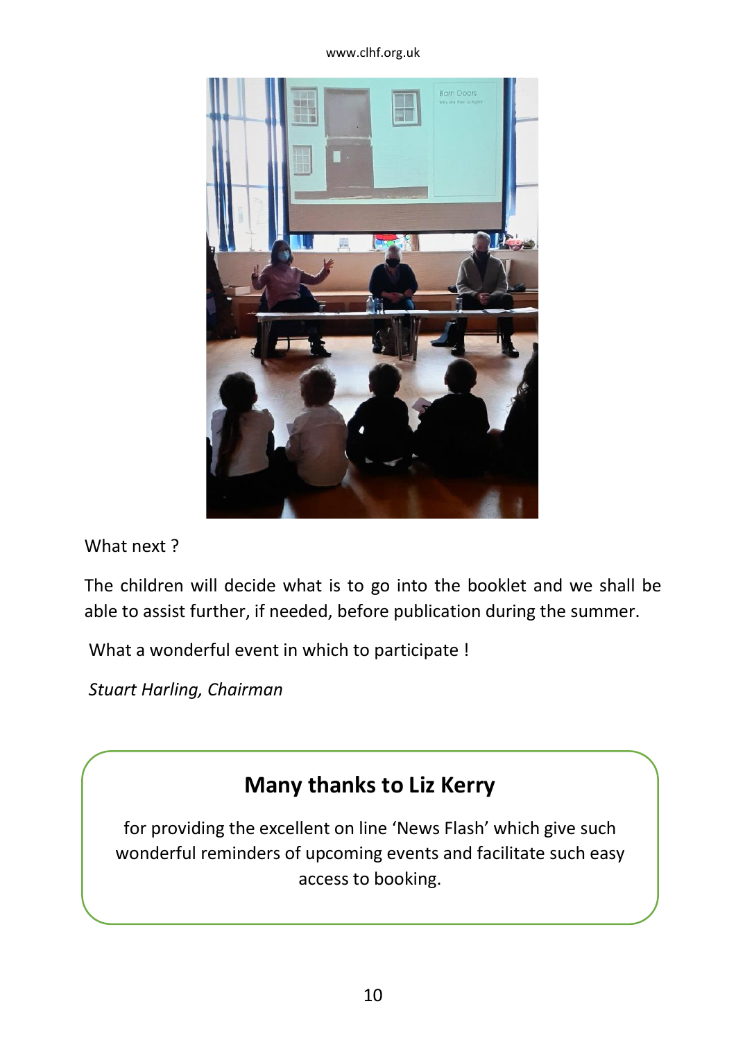What next ?

The children will decide what is to go into the booklet and we shall be able to assist further, if needed, before publication during the summer.

What a wonderful event in which to participate !

*Stuart Harling, Chairman*

## Many thanks to Liz Kerry

for providing the excellent on line 'News Flash' which give such wonderful reminders of upcoming events and facilitate such easy access to booking.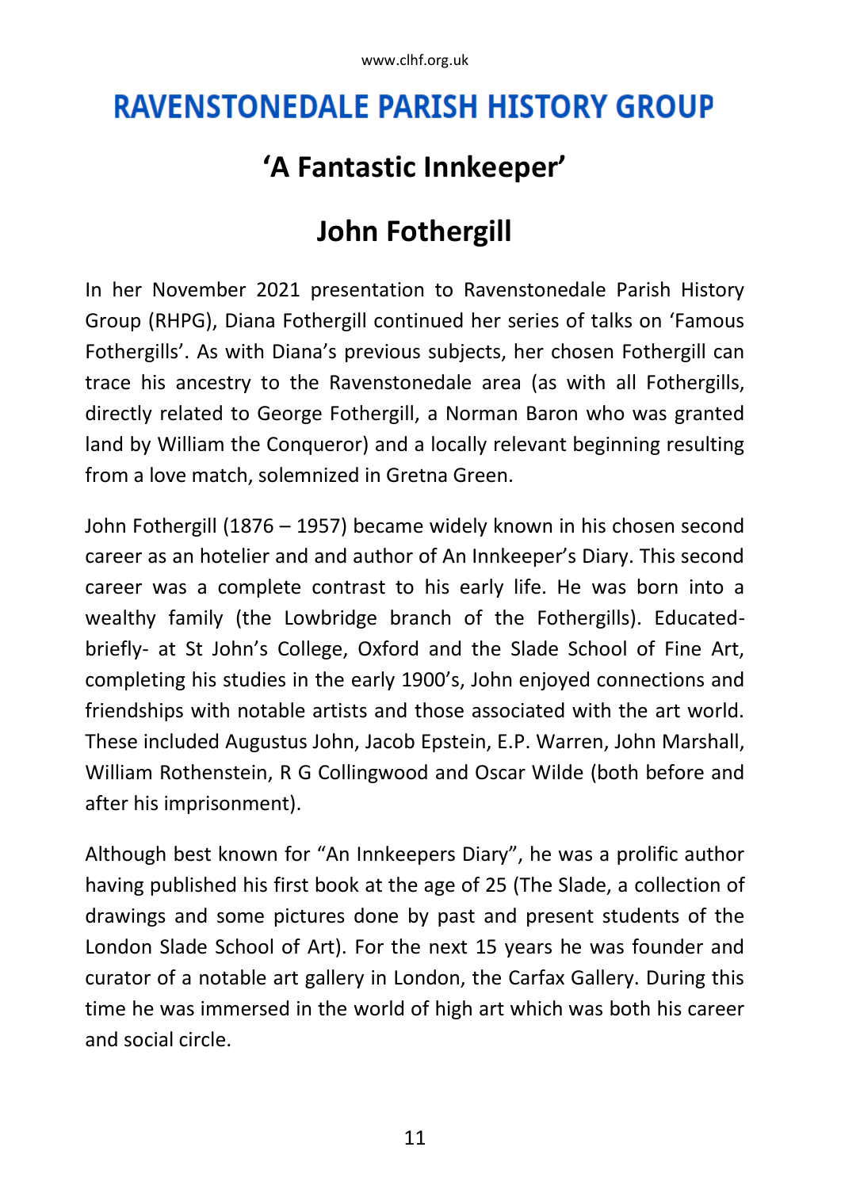# RAVENSTONEDALE PARISH HISTORY GROUP

## 'A Fantastic Innkeeper'

## John Fothergill

In her November 2021 presentation to Ravenstonedale Parish History Group (RHPG), Diana Fothergill continued her series of talks on 'Famous Fothergills'. As with Diana's previous subjects, her chosen Fothergill can trace his ancestry to the Ravenstonedale area (as with all Fothergills, directly related to George Fothergill, a Norman Baron who was granted land by William the Conqueror) and a locally relevant beginning resulting from a love match, solemnized in Gretna Green.

John Fothergill (1876 – 1957) became widely known in his chosen second career as an hotelier and and author of An Innkeeper's Diary. This second career was a complete contrast to his early life. He was born into a wealthy family (the Lowbridge branch of the Fothergills). Educated- briefly- at St John's College, Oxford and the Slade School of Fine Art, completing his studies in the early 1900's, John enjoyed connections and friendships with notable artists and those associated with the art world. These included Augustus John, Jacob Epstein, E.P. Warren, John Marshall, William Rothenstein, R G Collingwood and Oscar Wilde (both before and after his imprisonment).

Although best known for "An Innkeepers Diary", he was a prolific author having published his first book at the age of 25 (The Slade, a collection of drawings and some pictures done by past and present students of the London Slade School of Art). For the next 15 years he was founder and curator of a notable art gallery in London, the Carfax Gallery. During this time he was immersed in the world of high art which was both his career and social circle.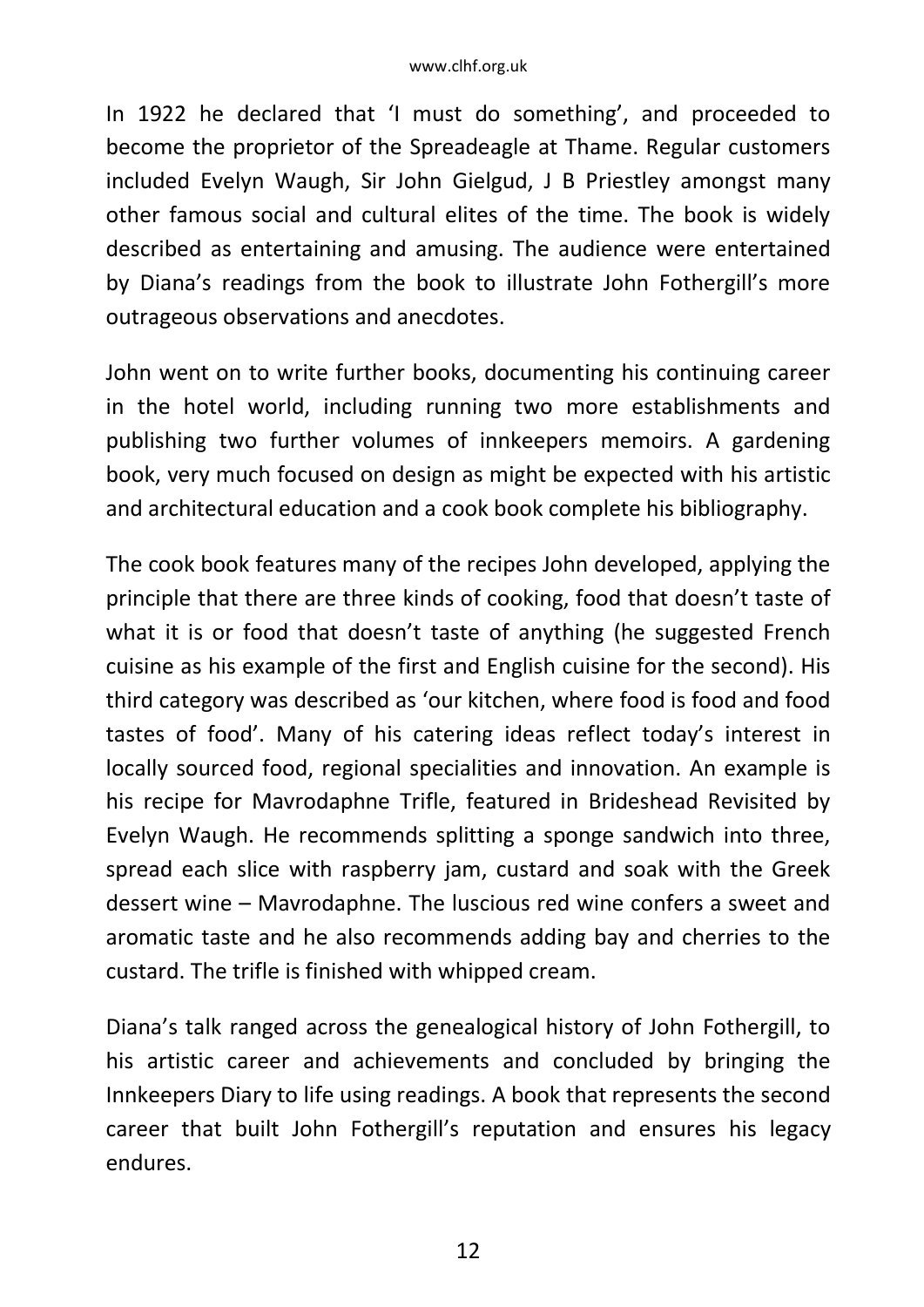In 1922 he declared that 'I must do something', and proceeded to become the proprietor of the Spreadeagle at Thame. Regular customers included Evelyn Waugh, Sir John Gielgud, J B Priestley amongst many other famous social and cultural elites of the time. The book is widely described as entertaining and amusing. The audience were entertained by Diana's readings from the book to illustrate John Fothergill's more outrageous observations and anecdotes.

John went on to write further books, documenting his continuing career in the hotel world, including running two more establishments and publishing two further volumes of innkeepers memoirs. A gardening book, very much focused on design as might be expected with his artistic and architectural education and a cook book complete his bibliography.

The cook book features many of the recipes John developed, applying the principle that there are three kinds of cooking, food that doesn't taste of what it is or food that doesn't taste of anything (he suggested French cuisine as his example of the first and English cuisine for the second). His third category was described as 'our kitchen, where food is food and food tastes of food'. Many of his catering ideas reflect today's interest in locally sourced food, regional specialities and innovation. An example is his recipe for Mavrodaphne Trifle, featured in Brideshead Revisited by Evelyn Waugh. He recommends splitting a sponge sandwich into three, spread each slice with raspberry jam, custard and soak with the Greek dessert wine – Mavrodaphne. The luscious red wine confers a sweet and aromatic taste and he also recommends adding bay and cherries to the custard. The trifle is finished with whipped cream.

Diana's talk ranged across the genealogical history of John Fothergill, to his artistic career and achievements and concluded by bringing the Innkeepers Diary to life using readings. A book that represents the second career that built John Fothergill's reputation and ensures his legacy endures.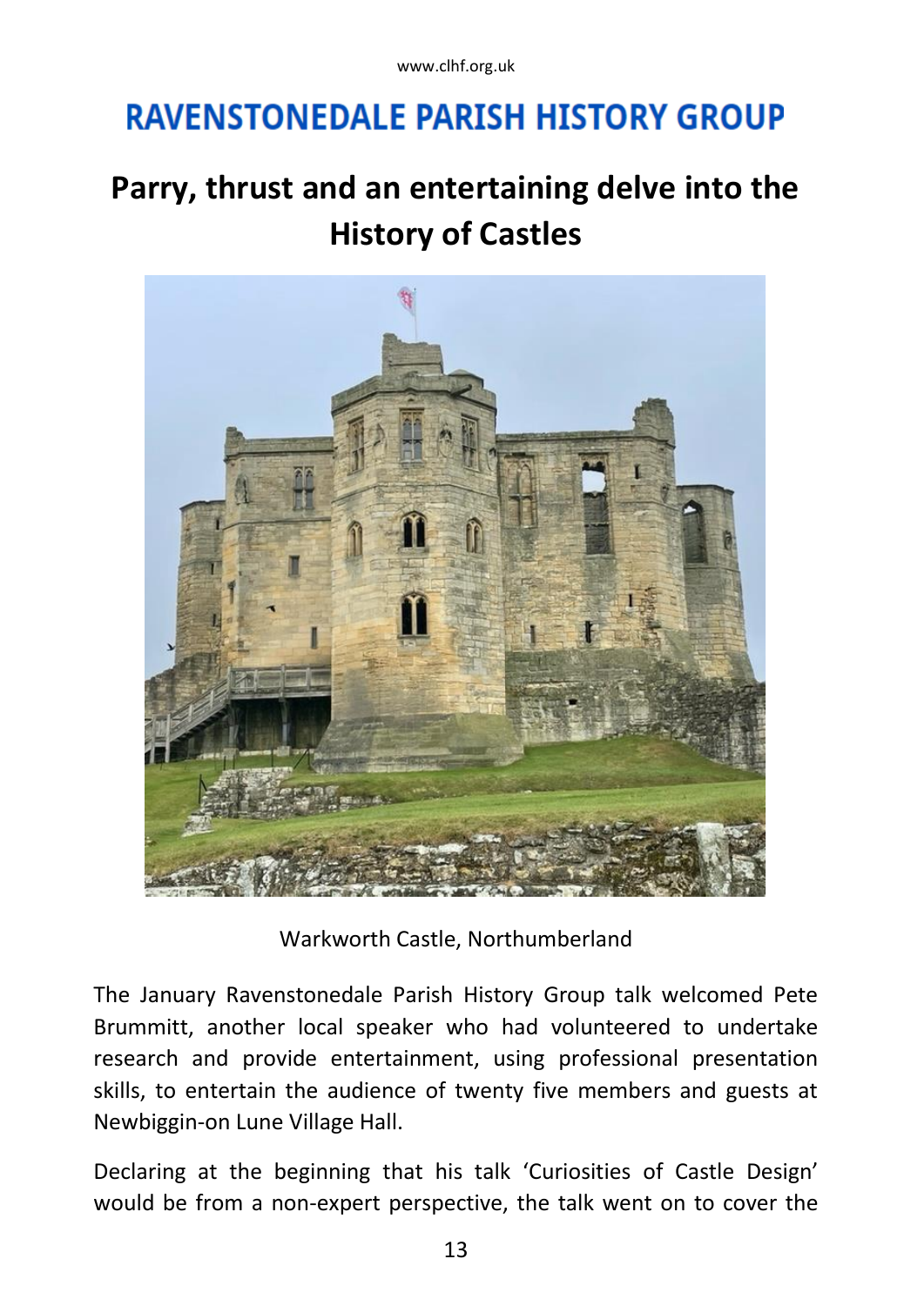# RAVENSTONEDALE PARISH HISTORY GROUP

## Parry, thrust and an entertaining delve into the History of Castles

Warkworth Castle, Northumberland

The January Ravenstonedale Parish History Group talk welcomed Pete Brummitt, another local speaker who had volunteered to undertake research and provide entertainment, using professional presentation skills, to entertain the audience of twenty five members and guests at Newbiggin-on Lune Village Hall.

Declaring at the beginning that his talk 'Curiosities of Castle Design' would be from a non-expert perspective, the talk went on to cover the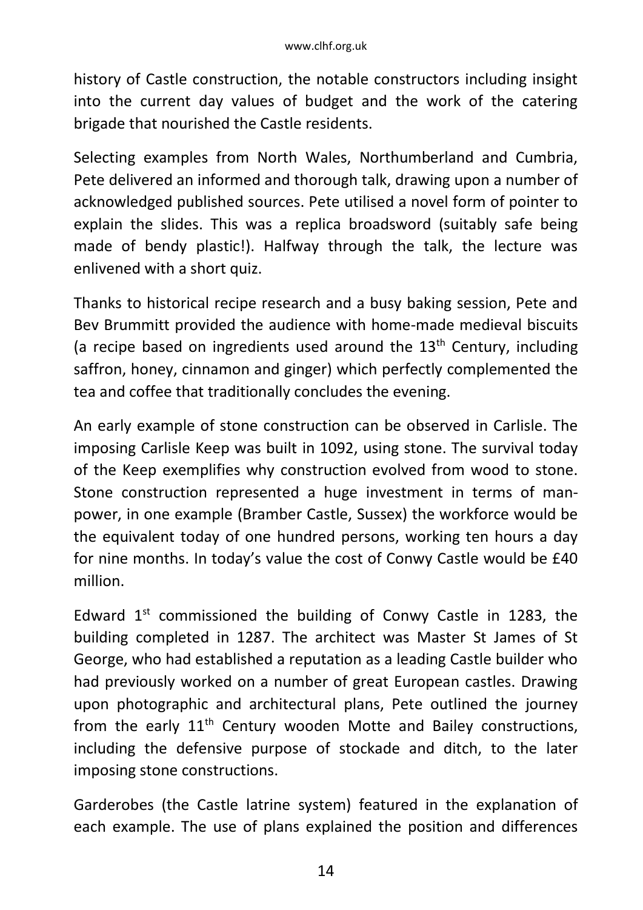history of Castle construction, the notable constructors including insight into the current day values of budget and the work of the catering brigade that nourished the Castle residents.

Selecting examples from North Wales, Northumberland and Cumbria, Pete delivered an informed and thorough talk, drawing upon a number of acknowledged published sources. Pete utilised a novel form of pointer to explain the slides. This was a replica broadsword (suitably safe being made of bendy plastic!). Halfway through the talk, the lecture was enlivened with a short quiz.

Thanks to historical recipe research and a busy baking session, Pete and Bev Brummitt provided the audience with home-made medieval biscuits (a recipe based on ingredients used around the 13th Century, including saffron, honey, cinnamon and ginger) which perfectly complemented the tea and coffee that traditionally concludes the evening.

An early example of stone construction can be observed in Carlisle. The imposing Carlisle Keep was built in 1092, using stone. The survival today of the Keep exemplifies why construction evolved from wood to stone. Stone construction represented a huge investment in terms of man-power, in one example (Bramber Castle, Sussex) the workforce would be the equivalent today of one hundred persons, working ten hours a day for nine months. In today's value the cost of Conwy Castle would be £40 million.

Edward 1st commissioned the building of Conwy Castle in 1283, the building completed in 1287. The architect was Master St James of St George, who had established a reputation as a leading Castle builder who had previously worked on a number of great European castles. Drawing upon photographic and architectural plans, Pete outlined the journey from the early 11th Century wooden Motte and Bailey constructions, including the defensive purpose of stockade and ditch, to the later imposing stone constructions.

Garderobes (the Castle latrine system) featured in the explanation of each example. The use of plans explained the position and differences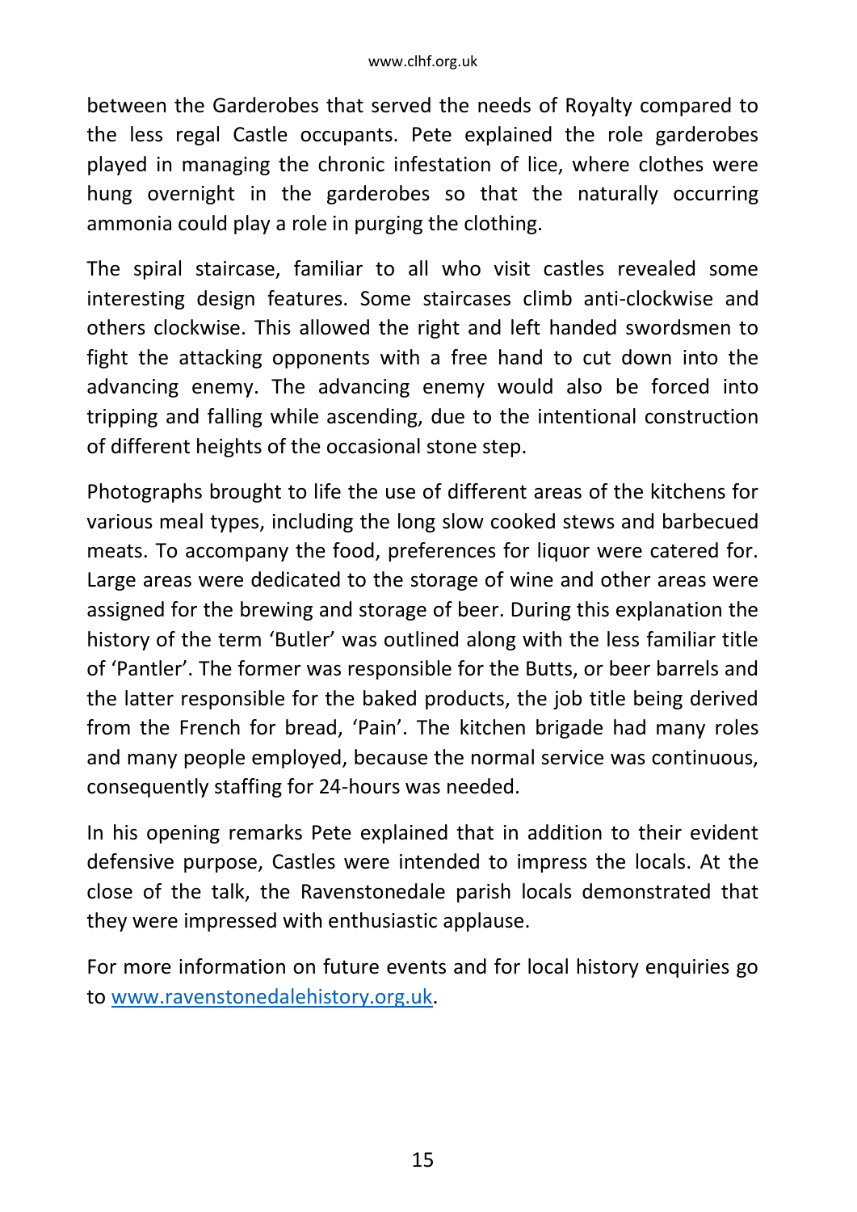between the Garderobes that served the needs of Royalty compared to the less regal Castle occupants. Pete explained the role garderobes played in managing the chronic infestation of lice, where clothes were hung overnight in the garderobes so that the naturally occurring ammonia could play a role in purging the clothing.

The spiral staircase, familiar to all who visit castles revealed some interesting design features. Some staircases climb anti-clockwise and others clockwise. This allowed the right and left handed swordsmen to fight the attacking opponents with a free hand to cut down into the advancing enemy. The advancing enemy would also be forced into tripping and falling while ascending, due to the intentional construction of different heights of the occasional stone step.

Photographs brought to life the use of different areas of the kitchens for various meal types, including the long slow cooked stews and barbecued meats. To accompany the food, preferences for liquor were catered for. Large areas were dedicated to the storage of wine and other areas were assigned for the brewing and storage of beer. During this explanation the history of the term 'Butler' was outlined along with the less familiar title of 'Pantler'. The former was responsible for the Butts, or beer barrels and the latter responsible for the baked products, the job title being derived from the French for bread, 'Pain'. The kitchen brigade had many roles and many people employed, because the normal service was continuous, consequently staffing for 24-hours was needed.

In his opening remarks Pete explained that in addition to their evident defensive purpose, Castles were intended to impress the locals. At the close of the talk, the Ravenstonedale parish locals demonstrated that they were impressed with enthusiastic applause.

For more information on future events and for local history enquiries go to [www.ravenstonedalehistory.org.uk](http://www.ravenstonedalehistory.org.uk).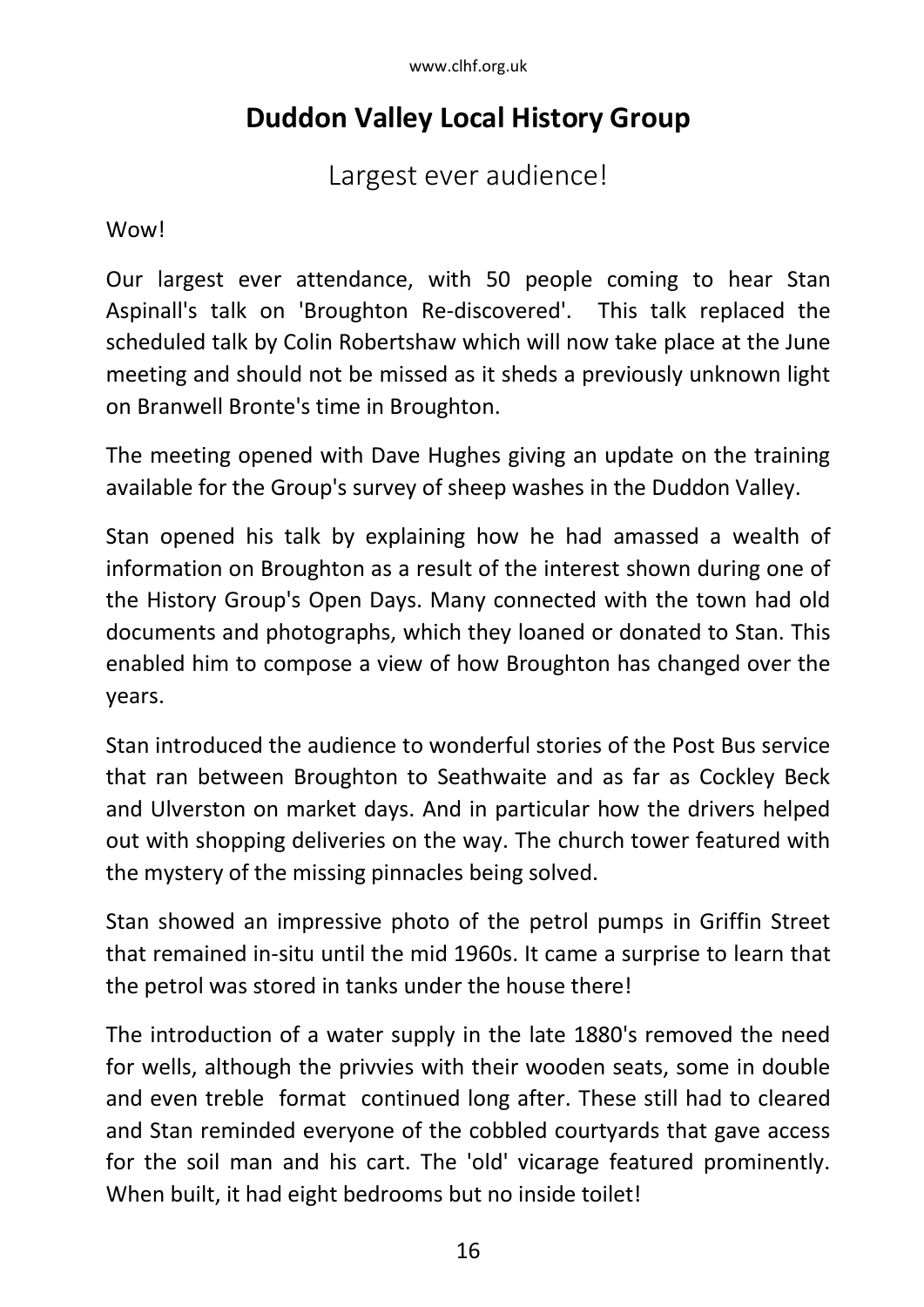# Duddon Valley Local History Group

## Largest ever audience!

Wow!

Our largest ever attendance, with 50 people coming to hear Stan Aspinall's talk on 'Broughton Re-discovered'. This talk replaced the scheduled talk by Colin Robertshaw which will now take place at the June meeting and should not be missed as it sheds a previously unknown light on Branwell Bronte's time in Broughton.

The meeting opened with Dave Hughes giving an update on the training available for the Group's survey of sheep washes in the Duddon Valley.

Stan opened his talk by explaining how he had amassed a wealth of information on Broughton as a result of the interest shown during one of the History Group's Open Days. Many connected with the town had old documents and photographs, which they loaned or donated to Stan. This enabled him to compose a view of how Broughton has changed over the years.

Stan introduced the audience to wonderful stories of the Post Bus service that ran between Broughton to Seathwaite and as far as Cockley Beck and Ulverston on market days. And in particular how the drivers helped out with shopping deliveries on the way. The church tower featured with the mystery of the missing pinnacles being solved.

Stan showed an impressive photo of the petrol pumps in Griffin Street that remained in-situ until the mid 1960s. It came a surprise to learn that the petrol was stored in tanks under the house there!

The introduction of a water supply in the late 1880's removed the need for wells, although the privvies with their wooden seats, some in double and even treble format continued long after. These still had to cleared and Stan reminded everyone of the cobbled courtyards that gave access for the soil man and his cart. The 'old' vicarage featured prominently. When built, it had eight bedrooms but no inside toilet!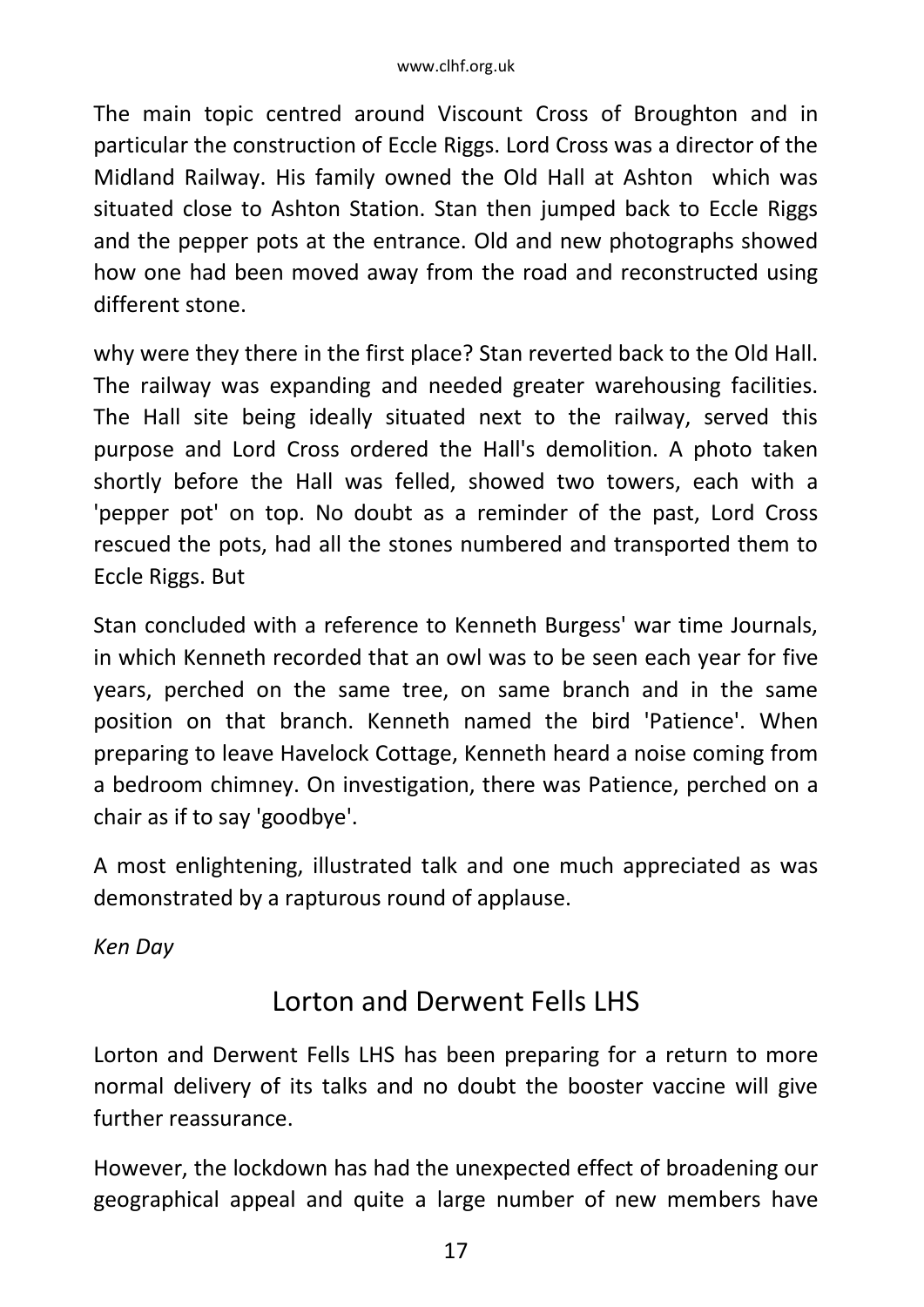The main topic centred around Viscount Cross of Broughton and in particular the construction of Eccle Riggs. Lord Cross was a director of the Midland Railway. His family owned the Old Hall at Ashton which was situated close to Ashton Station. Stan then jumped back to Eccle Riggs and the pepper pots at the entrance. Old and new photographs showed how one had been moved away from the road and reconstructed using different stone.

why were they there in the first place? Stan reverted back to the Old Hall. The railway was expanding and needed greater warehousing facilities. The Hall site being ideally situated next to the railway, served this purpose and Lord Cross ordered the Hall's demolition. A photo taken shortly before the Hall was felled, showed two towers, each with a 'pepper pot' on top. No doubt as a reminder of the past, Lord Cross rescued the pots, had all the stones numbered and transported them to Eccle Riggs. But

Stan concluded with a reference to Kenneth Burgess' war time Journals, in which Kenneth recorded that an owl was to be seen each year for five years, perched on the same tree, on same branch and in the same position on that branch. Kenneth named the bird 'Patience'. When preparing to leave Havelock Cottage, Kenneth heard a noise coming from a bedroom chimney. On investigation, there was Patience, perched on a chair as if to say 'goodbye'.

A most enlightening, illustrated talk and one much appreciated as was demonstrated by a rapturous round of applause.

*Ken Day*

## Lorton and Derwent Fells LHS

Lorton and Derwent Fells LHS has been preparing for a return to more normal delivery of its talks and no doubt the booster vaccine will give further reassurance.

However, the lockdown has had the unexpected effect of broadening our geographical appeal and quite a large number of new members have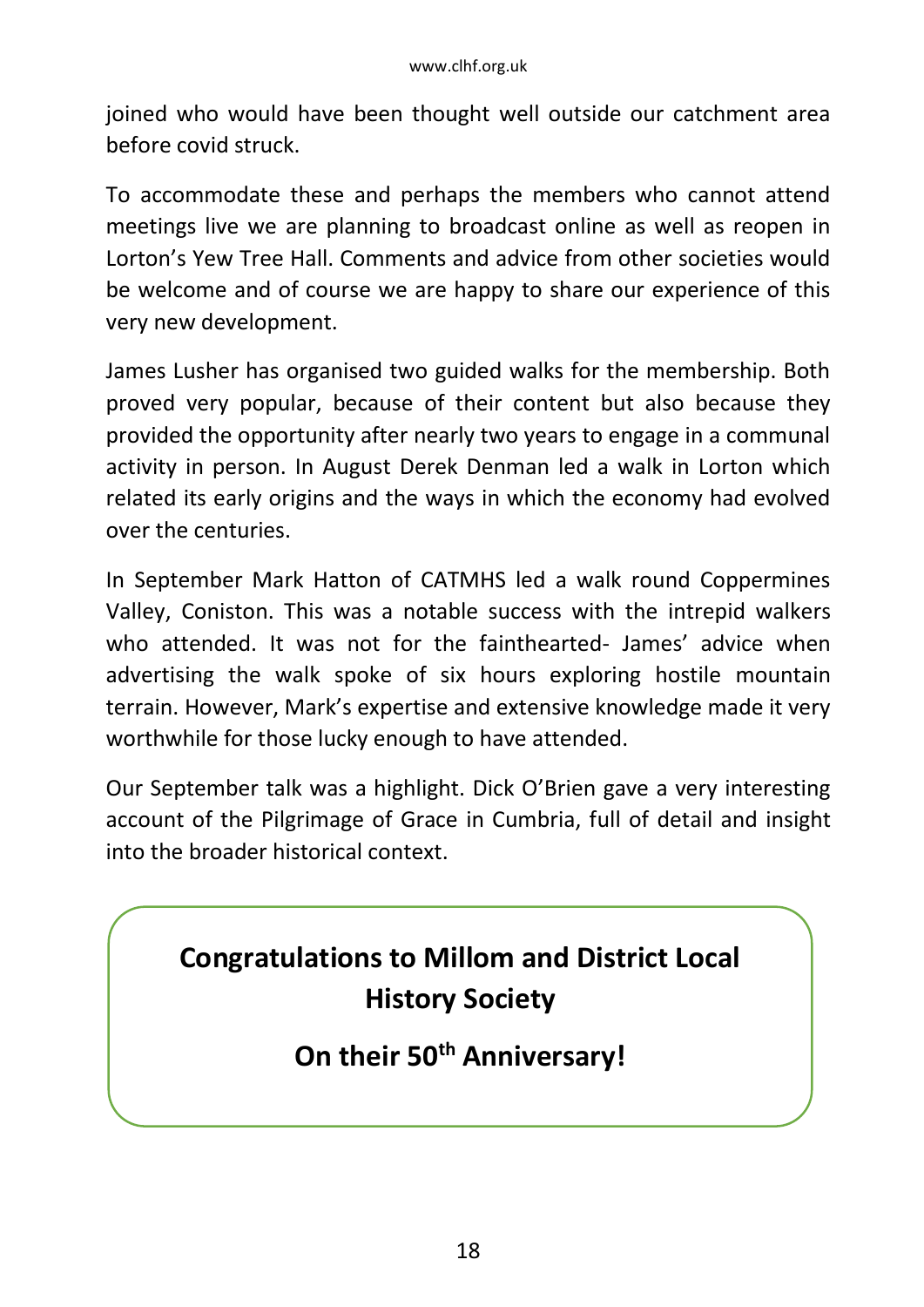joined who would have been thought well outside our catchment area before covid struck.

To accommodate these and perhaps the members who cannot attend meetings live we are planning to broadcast online as well as reopen in Lorton's Yew Tree Hall. Comments and advice from other societies would be welcome and of course we are happy to share our experience of this very new development.

James Lusher has organised two guided walks for the membership. Both proved very popular, because of their content but also because they provided the opportunity after nearly two years to engage in a communal activity in person. In August Derek Denman led a walk in Lorton which related its early origins and the ways in which the economy had evolved over the centuries.

In September Mark Hatton of CATMHS led a walk round Coppermines Valley, Coniston. This was a notable success with the intrepid walkers who attended. It was not for the fainthearted- James' advice when advertising the walk spoke of six hours exploring hostile mountain terrain. However, Mark's expertise and extensive knowledge made it very worthwhile for those lucky enough to have attended.

Our September talk was a highlight. Dick O'Brien gave a very interesting account of the Pilgrimage of Grace in Cumbria, full of detail and insight into the broader historical context.

**Congratulations to Millom and District Local History Society**

**On their 50th Anniversary!**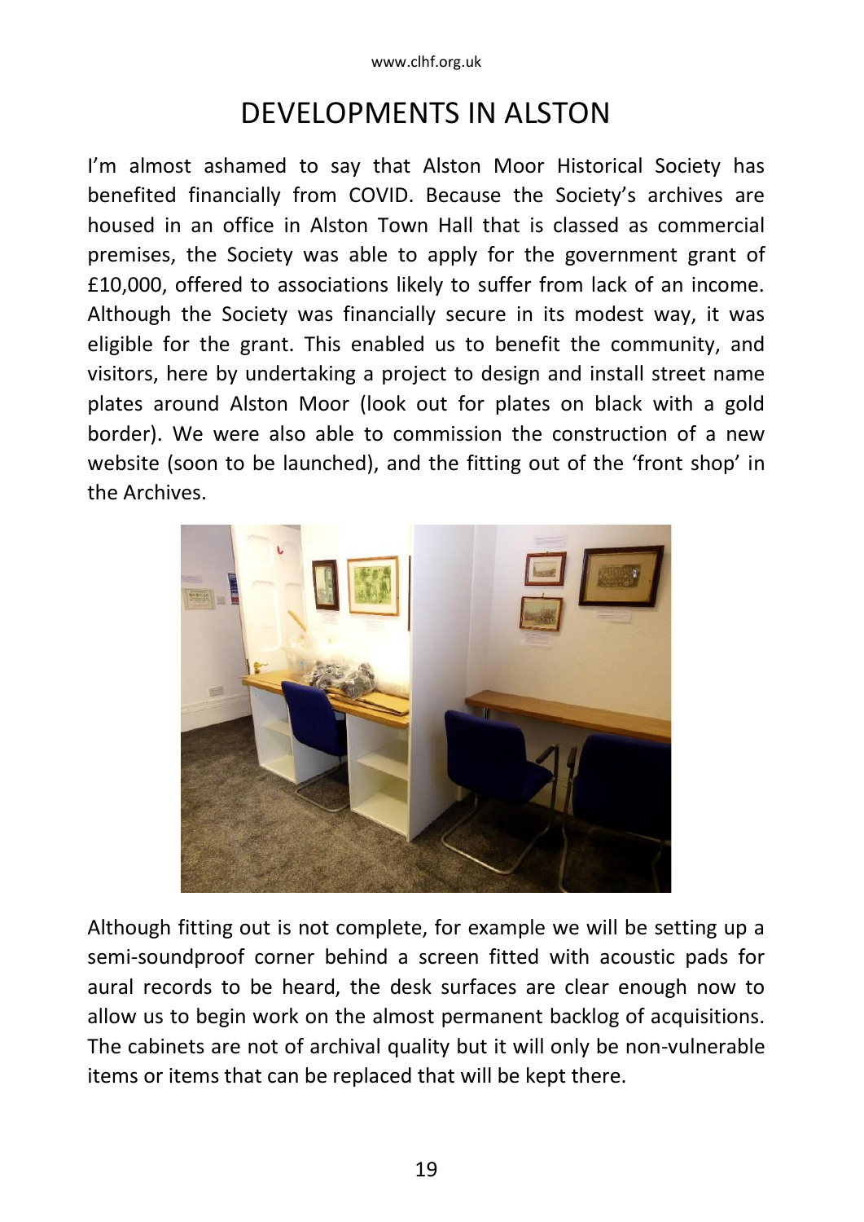# DEVELOPMENTS IN ALSTON

I'm almost ashamed to say that Alston Moor Historical Society has benefited financially from COVID. Because the Society's archives are housed in an office in Alston Town Hall that is classed as commercial premises, the Society was able to apply for the government grant of £10,000, offered to associations likely to suffer from lack of an income. Although the Society was financially secure in its modest way, it was eligible for the grant. This enabled us to benefit the community, and visitors, here by undertaking a project to design and install street name plates around Alston Moor (look out for plates on black with a gold border). We were also able to commission the construction of a new website (soon to be launched), and the fitting out of the 'front shop' in the Archives.

Although fitting out is not complete, for example we will be setting up a semi-soundproof corner behind a screen fitted with acoustic pads for aural records to be heard, the desk surfaces are clear enough now to allow us to begin work on the almost permanent backlog of acquisitions. The cabinets are not of archival quality but it will only be non-vulnerable items or items that can be replaced that will be kept there.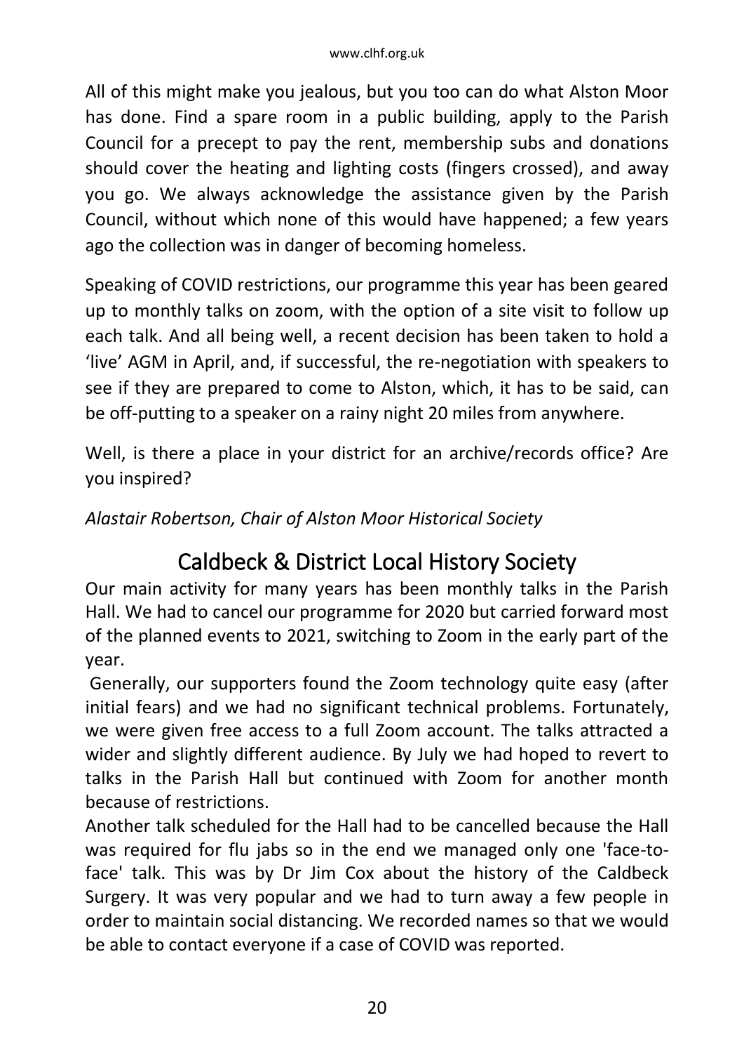All of this might make you jealous, but you too can do what Alston Moor has done. Find a spare room in a public building, apply to the Parish Council for a precept to pay the rent, membership subs and donations should cover the heating and lighting costs (fingers crossed), and away you go. We always acknowledge the assistance given by the Parish Council, without which none of this would have happened; a few years ago the collection was in danger of becoming homeless.

Speaking of COVID restrictions, our programme this year has been geared up to monthly talks on zoom, with the option of a site visit to follow up each talk. And all being well, a recent decision has been taken to hold a 'live' AGM in April, and, if successful, the re-negotiation with speakers to see if they are prepared to come to Alston, which, it has to be said, can be off-putting to a speaker on a rainy night 20 miles from anywhere.

Well, is there a place in your district for an archive/records office? Are you inspired?

*Alastair Robertson, Chair of Alston Moor Historical Society*

## Caldbeck & District Local History Society

Our main activity for many years has been monthly talks in the Parish Hall. We had to cancel our programme for 2020 but carried forward most of the planned events to 2021, switching to Zoom in the early part of the year.

Generally, our supporters found the Zoom technology quite easy (after initial fears) and we had no significant technical problems. Fortunately, we were given free access to a full Zoom account. The talks attracted a wider and slightly different audience. By July we had hoped to revert to talks in the Parish Hall but continued with Zoom for another month because of restrictions.

Another talk scheduled for the Hall had to be cancelled because the Hall was required for flu jabs so in the end we managed only one 'face-to-face' talk. This was by Dr Jim Cox about the history of the Caldbeck Surgery. It was very popular and we had to turn away a few people in order to maintain social distancing. We recorded names so that we would be able to contact everyone if a case of COVID was reported.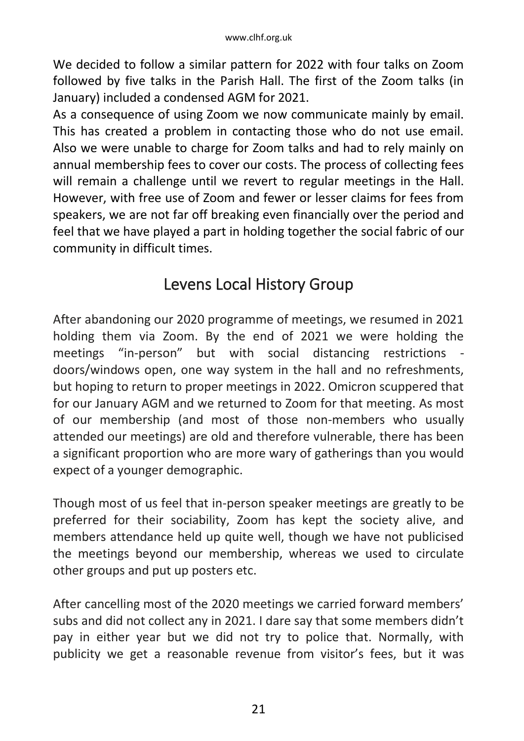We decided to follow a similar pattern for 2022 with four talks on Zoom followed by five talks in the Parish Hall. The first of the Zoom talks (in January) included a condensed AGM for 2021.

As a consequence of using Zoom we now communicate mainly by email. This has created a problem in contacting those who do not use email. Also we were unable to charge for Zoom talks and had to rely mainly on annual membership fees to cover our costs. The process of collecting fees will remain a challenge until we revert to regular meetings in the Hall. However, with free use of Zoom and fewer or lesser claims for fees from speakers, we are not far off breaking even financially over the period and feel that we have played a part in holding together the social fabric of our community in difficult times.

## Levens Local History Group

After abandoning our 2020 programme of meetings, we resumed in 2021 holding them via Zoom. By the end of 2021 we were holding the meetings "in-person" but with social distancing restrictions - doors/windows open, one way system in the hall and no refreshments, but hoping to return to proper meetings in 2022. Omicron scuppered that for our January AGM and we returned to Zoom for that meeting. As most of our membership (and most of those non-members who usually attended our meetings) are old and therefore vulnerable, there has been a significant proportion who are more wary of gatherings than you would expect of a younger demographic.

Though most of us feel that in-person speaker meetings are greatly to be preferred for their sociability, Zoom has kept the society alive, and members attendance held up quite well, though we have not publicised the meetings beyond our membership, whereas we used to circulate other groups and put up posters etc.

After cancelling most of the 2020 meetings we carried forward members' subs and did not collect any in 2021. I dare say that some members didn't pay in either year but we did not try to police that. Normally, with publicity we get a reasonable revenue from visitor's fees, but it was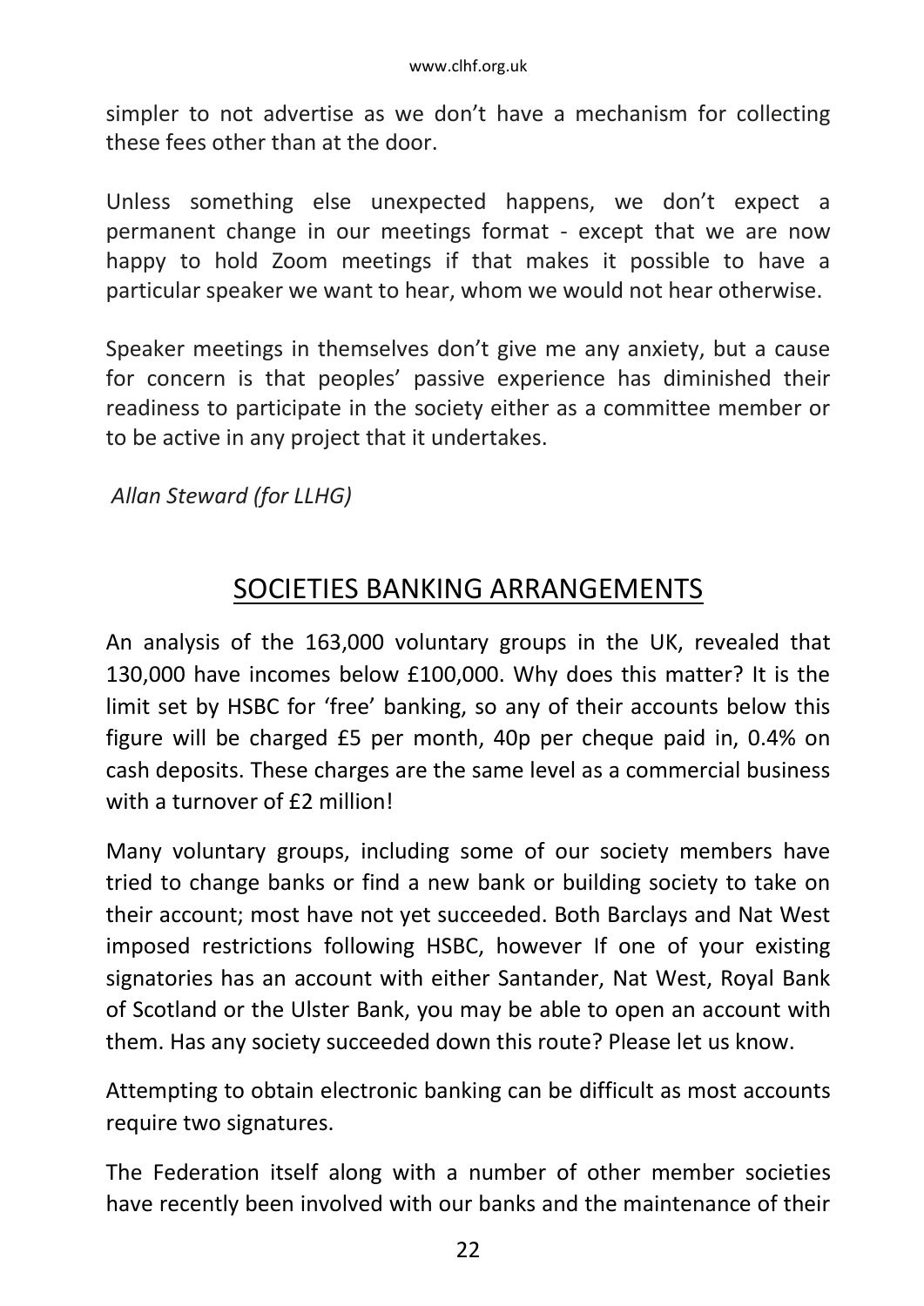simpler to not advertise as we don't have a mechanism for collecting these fees other than at the door.

Unless something else unexpected happens, we don't expect a permanent change in our meetings format - except that we are now happy to hold Zoom meetings if that makes it possible to have a particular speaker we want to hear, whom we would not hear otherwise.

Speaker meetings in themselves don't give me any anxiety, but a cause for concern is that peoples' passive experience has diminished their readiness to participate in the society either as a committee member or to be active in any project that it undertakes.

*Allan Steward (for LLHG)*

## SOCIETIES BANKING ARRANGEMENTS

An analysis of the 163,000 voluntary groups in the UK, revealed that 130,000 have incomes below £100,000. Why does this matter? It is the limit set by HSBC for 'free' banking, so any of their accounts below this figure will be charged £5 per month, 40p per cheque paid in, 0.4% on cash deposits. These charges are the same level as a commercial business with a turnover of £2 million!

Many voluntary groups, including some of our society members have tried to change banks or find a new bank or building society to take on their account; most have not yet succeeded. Both Barclays and Nat West imposed restrictions following HSBC, however If one of your existing signatories has an account with either Santander, Nat West, Royal Bank of Scotland or the Ulster Bank, you may be able to open an account with them. Has any society succeeded down this route? Please let us know.

Attempting to obtain electronic banking can be difficult as most accounts require two signatures.

The Federation itself along with a number of other member societies have recently been involved with our banks and the maintenance of their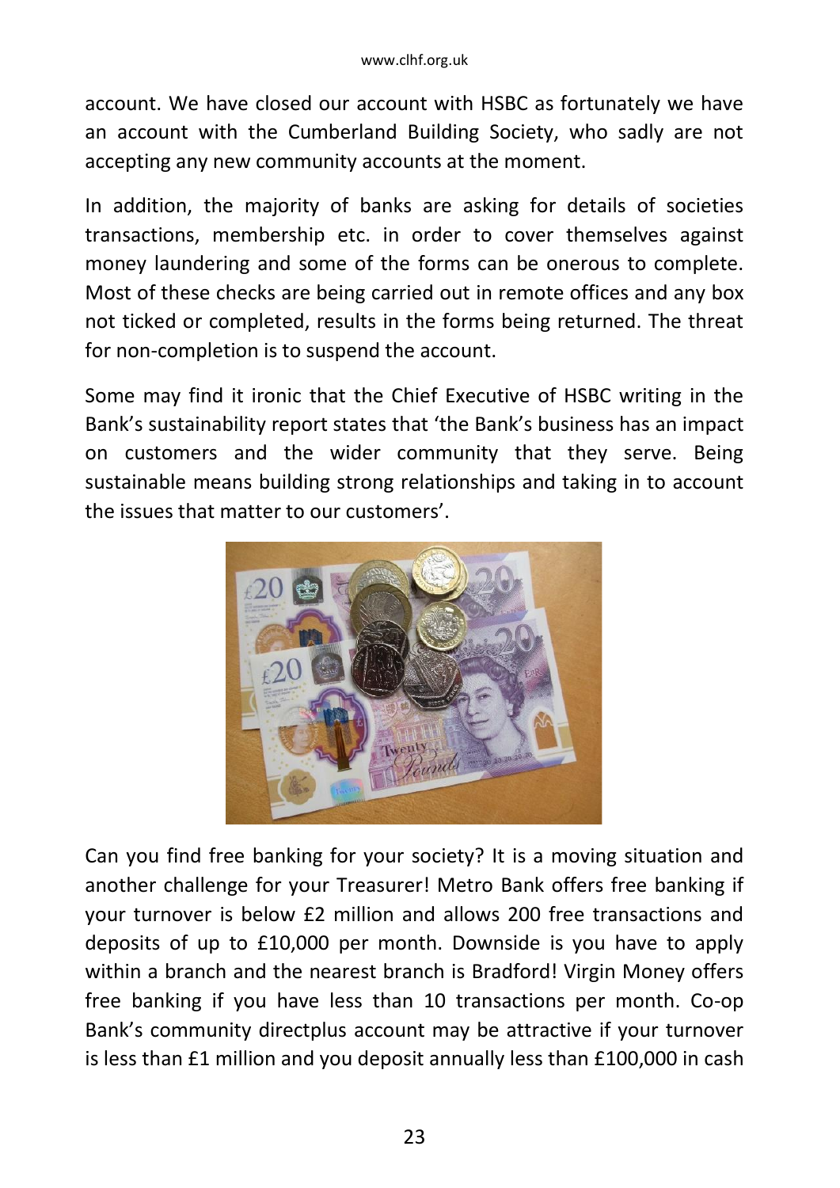account. We have closed our account with HSBC as fortunately we have an account with the Cumberland Building Society, who sadly are not accepting any new community accounts at the moment.

In addition, the majority of banks are asking for details of societies transactions, membership etc. in order to cover themselves against money laundering and some of the forms can be onerous to complete. Most of these checks are being carried out in remote offices and any box not ticked or completed, results in the forms being returned. The threat for non-completion is to suspend the account.

Some may find it ironic that the Chief Executive of HSBC writing in the Bank's sustainability report states that 'the Bank's business has an impact on customers and the wider community that they serve. Being sustainable means building strong relationships and taking in to account the issues that matter to our customers'.

Can you find free banking for your society? It is a moving situation and another challenge for your Treasurer! Metro Bank offers free banking if your turnover is below £2 million and allows 200 free transactions and deposits of up to £10,000 per month. Downside is you have to apply within a branch and the nearest branch is Bradford! Virgin Money offers free banking if you have less than 10 transactions per month. Co-op Bank's community directplus account may be attractive if your turnover is less than £1 million and you deposit annually less than £100,000 in cash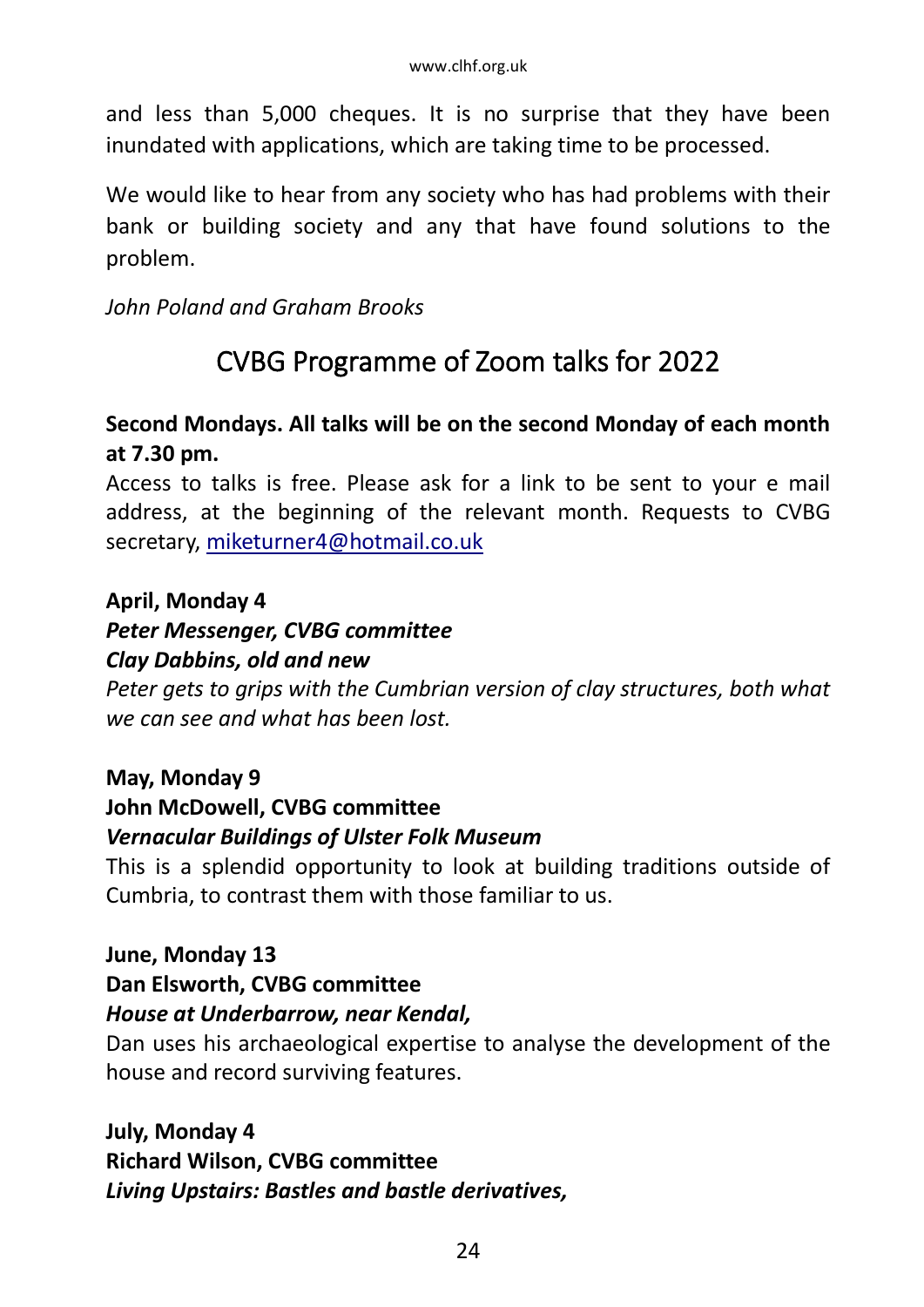and less than 5,000 cheques. It is no surprise that they have been inundated with applications, which are taking time to be processed.

We would like to hear from any society who has had problems with their bank or building society and any that have found solutions to the problem.

*John Poland and Graham Brooks*

## CVBG Programme of Zoom talks for 2022

**Second Mondays. All talks will be on the second Monday of each month at 7.30 pm.**
Access to talks is free. Please ask for a link to be sent to your e mail address, at the beginning of the relevant month. Requests to CVBG secretary, miketurner4@hotmail.co.uk

**April, Monday 4**
***Peter Messenger, CVBG committee***
***Clay Dabbins, old and new***
*Peter gets to grips with the Cumbrian version of clay structures, both what we can see and what has been lost.*

**May, Monday 9**
**John McDowell, CVBG committee**
***Vernacular Buildings of Ulster Folk Museum***
This is a splendid opportunity to look at building traditions outside of Cumbria, to contrast them with those familiar to us.

**June, Monday 13**
**Dan Elsworth, CVBG committee**
***House at Underbarrow, near Kendal,***
Dan uses his archaeological expertise to analyse the development of the house and record surviving features.

**July, Monday 4**
**Richard Wilson, CVBG committee**
***Living Upstairs: Bastles and bastle derivatives,***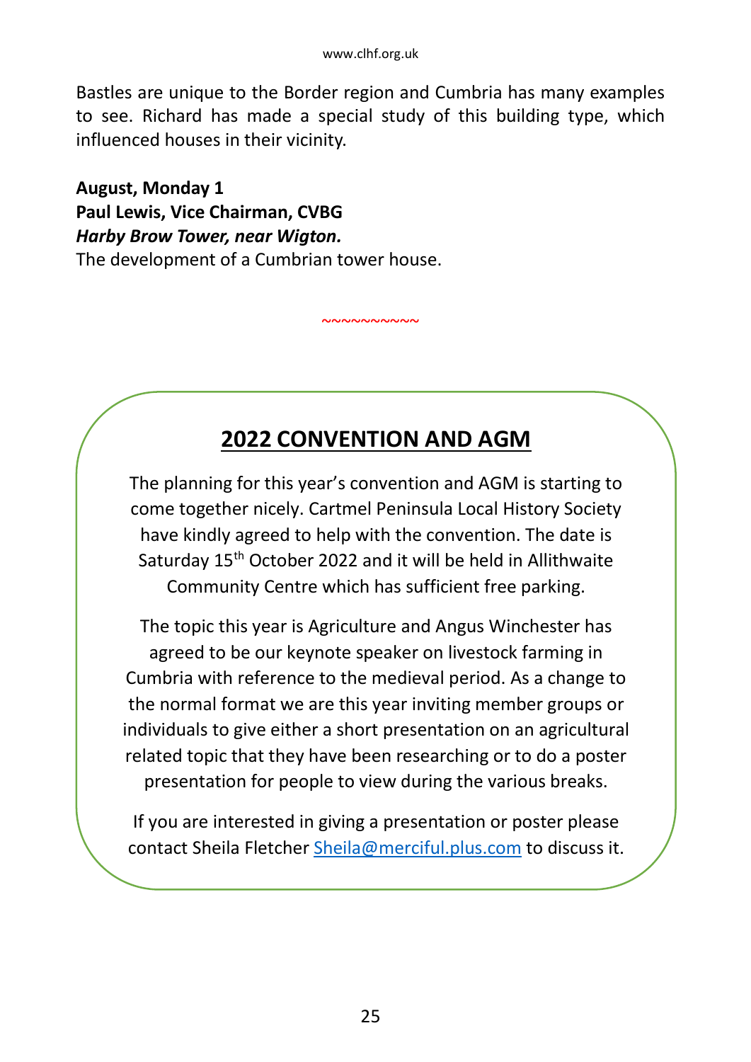Bastles are unique to the Border region and Cumbria has many examples to see. Richard has made a special study of this building type, which influenced houses in their vicinity.

**August, Monday 1**
**Paul Lewis, Vice Chairman, CVBG**
***Harby Brow Tower, near Wigton.***
The development of a Cumbrian tower house.

~~~~~~~~~~~

## 2022 CONVENTION AND AGM

The planning for this year's convention and AGM is starting to come together nicely. Cartmel Peninsula Local History Society have kindly agreed to help with the convention. The date is Saturday 15th October 2022 and it will be held in Allithwaite Community Centre which has sufficient free parking.

The topic this year is Agriculture and Angus Winchester has agreed to be our keynote speaker on livestock farming in Cumbria with reference to the medieval period. As a change to the normal format we are this year inviting member groups or individuals to give either a short presentation on an agricultural related topic that they have been researching or to do a poster presentation for people to view during the various breaks.

If you are interested in giving a presentation or poster please contact Sheila Fletcher Sheila@merciful.plus.com to discuss it.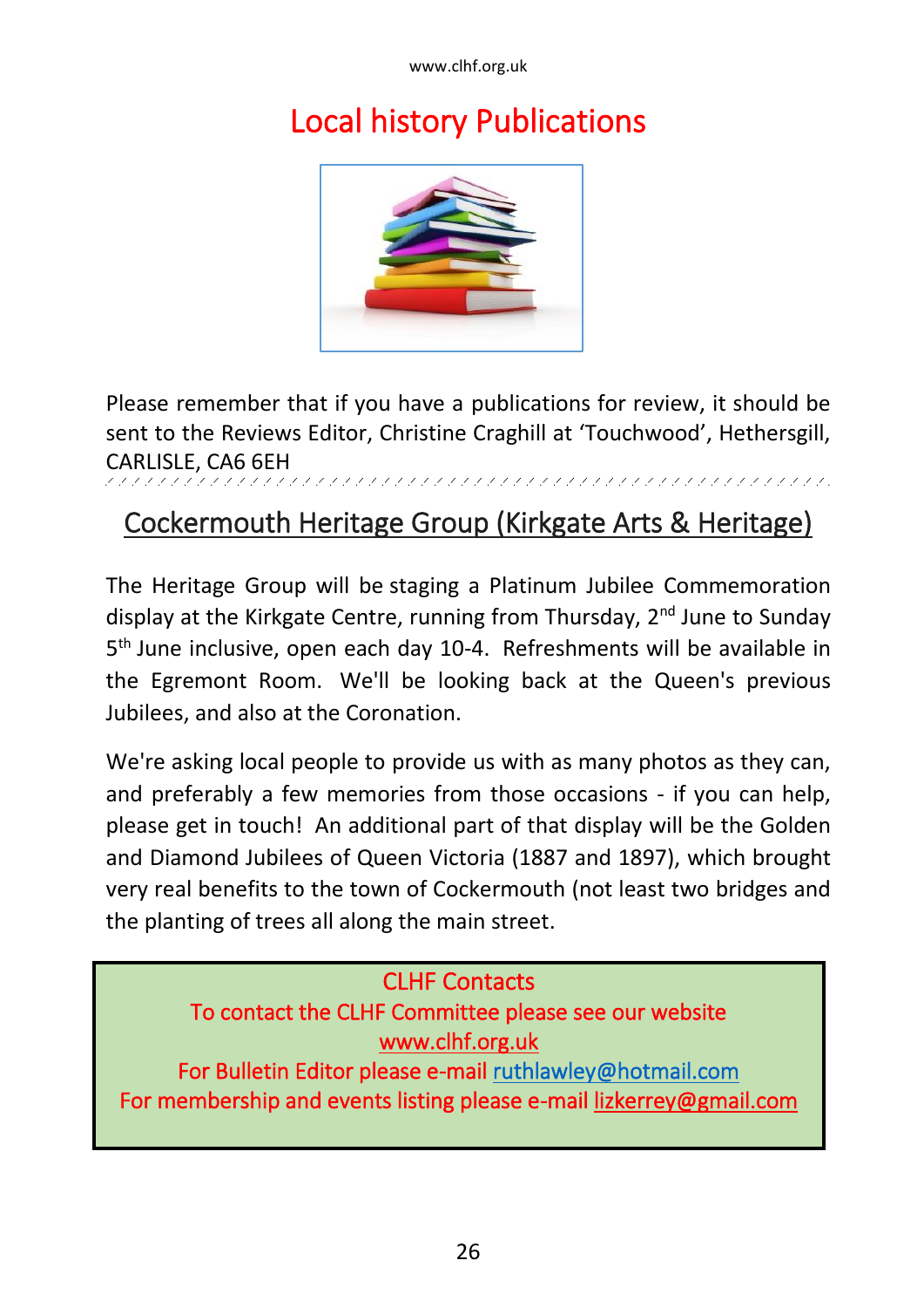# Local history Publications

Please remember that if you have a publications for review, it should be sent to the Reviews Editor, Christine Craghill at 'Touchwood', Hethersgill, CARLISLE, CA6 6EH

## Cockermouth Heritage Group (Kirkgate Arts & Heritage)

The Heritage Group will be staging a Platinum Jubilee Commemoration display at the Kirkgate Centre, running from Thursday, 2nd June to Sunday 5th June inclusive, open each day 10-4. Refreshments will be available in the Egremont Room. We'll be looking back at the Queen's previous Jubilees, and also at the Coronation.

We're asking local people to provide us with as many photos as they can, and preferably a few memories from those occasions - if you can help, please get in touch! An additional part of that display will be the Golden and Diamond Jubilees of Queen Victoria (1887 and 1897), which brought very real benefits to the town of Cockermouth (not least two bridges and the planting of trees all along the main street.

CLHF Contacts
To contact the CLHF Committee please see our website
www.clhf.org.uk
For Bulletin Editor please e-mail ruthlawley@hotmail.com
For membership and events listing please e-mail lizkerrey@gmail.com